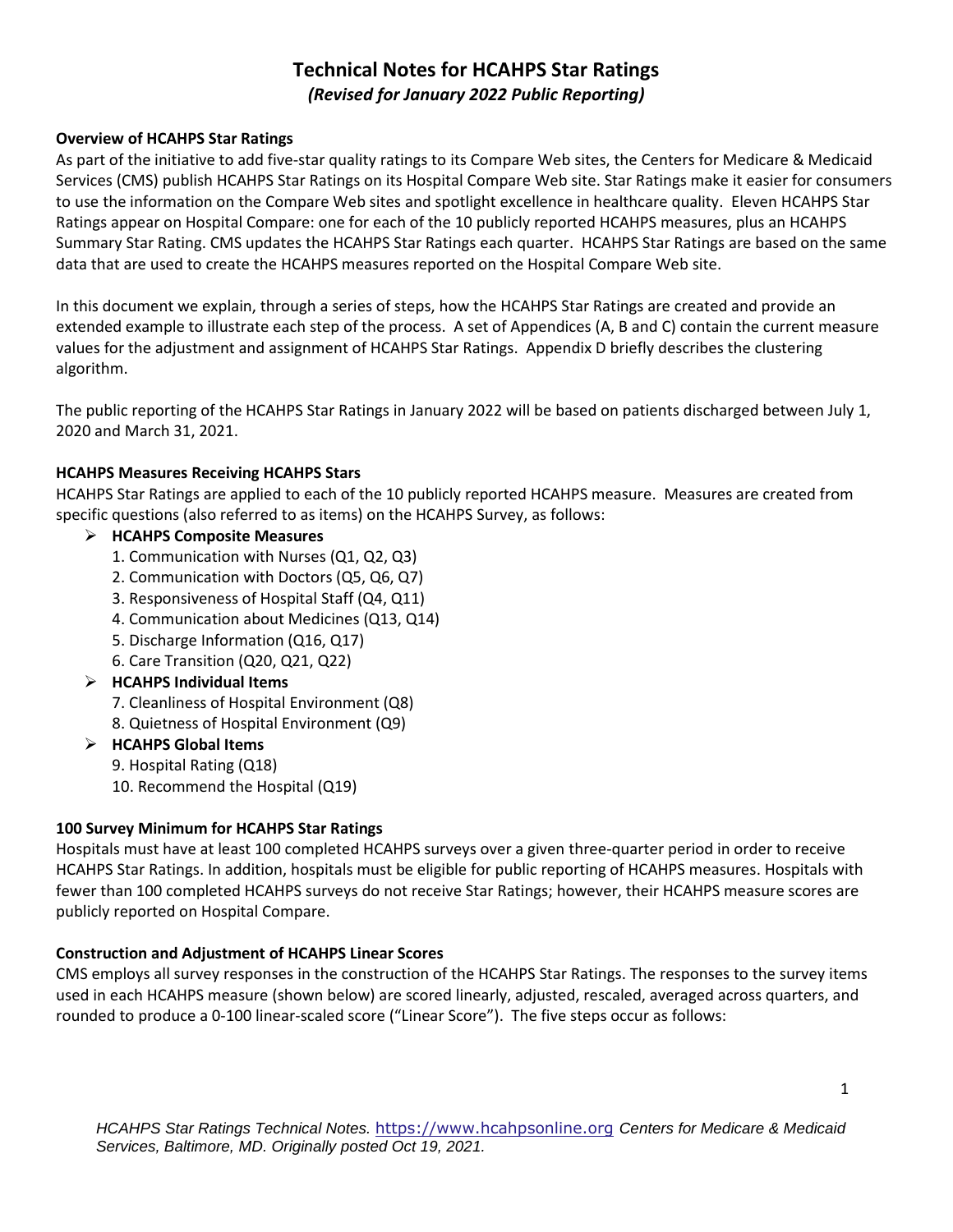# Technical Notes for HCAHPS Star Ratings

*(Revised for January 2022 Public Reporting)*

### Overview of HCAHPS Star Ratings

As part of the initiative to add five-star quality ratings to its Compare Web sites, the Centers for Medicare & Medicaid Services (CMS) publish HCAHPS Star Ratings on its Hospital Compare Web site. Star Ratings make it easier for consumers to use the information on the Compare Web sites and spotlight excellence in healthcare quality. Eleven HCAHPS Star Ratings appear on Hospital Compare: one for each of the 10 publicly reported HCAHPS measures, plus an HCAHPS Summary Star Rating. CMS updates the HCAHPS Star Ratings each quarter. HCAHPS Star Ratings are based on the same data that are used to create the HCAHPS measures reported on the Hospital Compare Web site.

In this document we explain, through a series of steps, how the HCAHPS Star Ratings are created and provide an extended example to illustrate each step of the process. A set of Appendices (A, B and C) contain the current measure values for the adjustment and assignment of HCAHPS Star Ratings. Appendix D briefly describes the clustering algorithm.

The public reporting of the HCAHPS Star Ratings in January 2022 will be based on patients discharged between July 1, 2020 and March 31, 2021.

### HCAHPS Measures Receiving HCAHPS Stars

HCAHPS Star Ratings are applied to each of the 10 publicly reported HCAHPS measure. Measures are created from specific questions (also referred to as items) on the HCAHPS Survey, as follows:

- **HCAHPS Composite Measures**
  1. Communication with Nurses (Q1, Q2, Q3)
  2. Communication with Doctors (Q5, Q6, Q7)
  3. Responsiveness of Hospital Staff (Q4, Q11)
  4. Communication about Medicines (Q13, Q14)
  5. Discharge Information (Q16, Q17)
  6. Care Transition (Q20, Q21, Q22)
- **HCAHPS Individual Items**
  7. Cleanliness of Hospital Environment (Q8)
  8. Quietness of Hospital Environment (Q9)
- **HCAHPS Global Items**
  9. Hospital Rating (Q18)
  10. Recommend the Hospital (Q19)

### 100 Survey Minimum for HCAHPS Star Ratings

Hospitals must have at least 100 completed HCAHPS surveys over a given three-quarter period in order to receive HCAHPS Star Ratings. In addition, hospitals must be eligible for public reporting of HCAHPS measures. Hospitals with fewer than 100 completed HCAHPS surveys do not receive Star Ratings; however, their HCAHPS measure scores are publicly reported on Hospital Compare.

### Construction and Adjustment of HCAHPS Linear Scores

CMS employs all survey responses in the construction of the HCAHPS Star Ratings. The responses to the survey items used in each HCAHPS measure (shown below) are scored linearly, adjusted, rescaled, averaged across quarters, and rounded to produce a 0-100 linear-scaled score ("Linear Score"). The five steps occur as follows: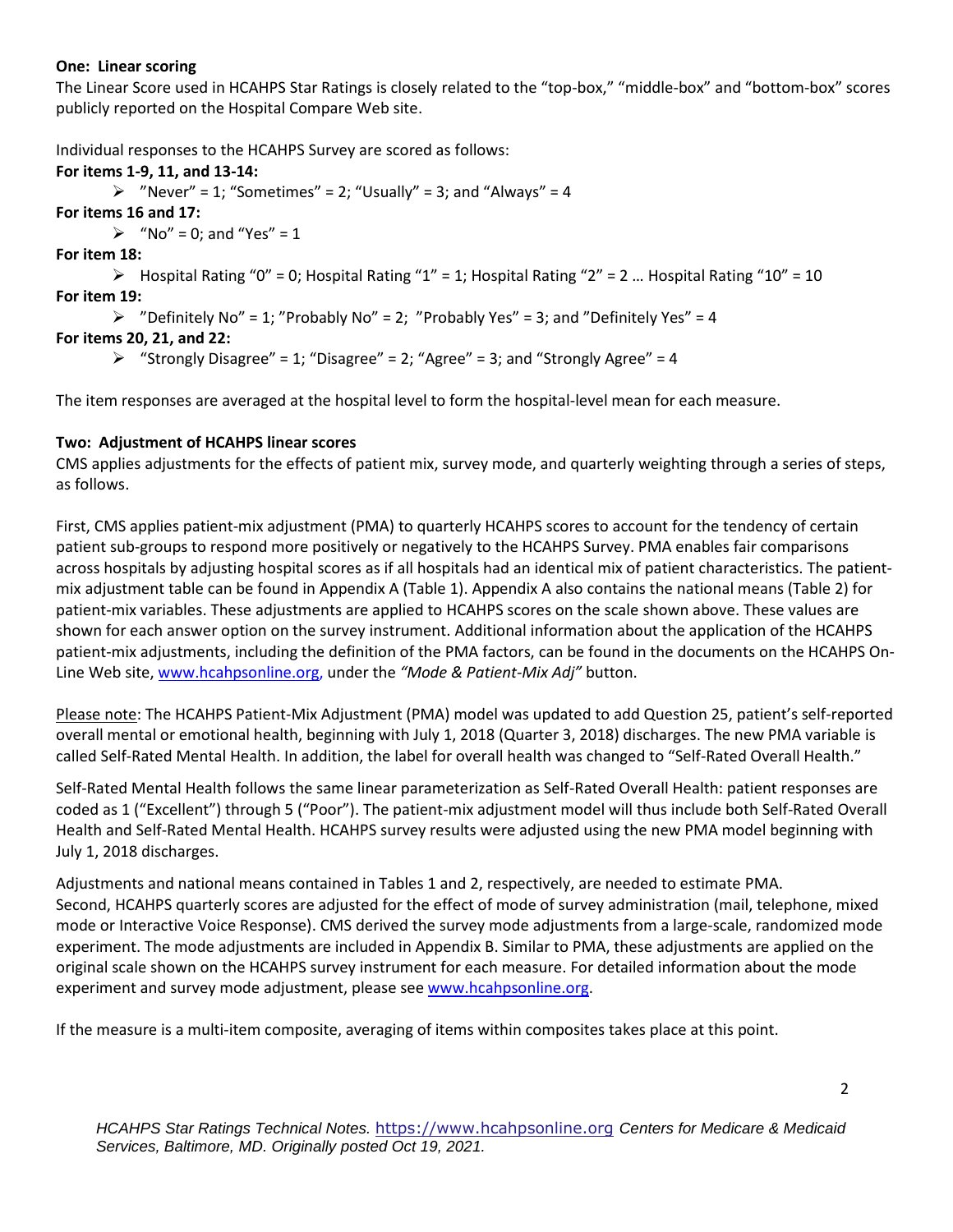**One: Linear scoring**

The Linear Score used in HCAHPS Star Ratings is closely related to the "top-box," "middle-box" and "bottom-box" scores publicly reported on the Hospital Compare Web site.

Individual responses to the HCAHPS Survey are scored as follows:

**For items 1-9, 11, and 13-14:**

- "Never" = 1; "Sometimes" = 2; "Usually" = 3; and "Always" = 4

**For items 16 and 17:**

- "No" = 0; and "Yes" = 1

**For item 18:**

- Hospital Rating "0" = 0; Hospital Rating "1" = 1; Hospital Rating "2" = 2 … Hospital Rating "10" = 10

**For item 19:**

- "Definitely No" = 1; "Probably No" = 2; "Probably Yes" = 3; and "Definitely Yes" = 4

**For items 20, 21, and 22:**

- "Strongly Disagree" = 1; "Disagree" = 2; "Agree" = 3; and "Strongly Agree" = 4

The item responses are averaged at the hospital level to form the hospital-level mean for each measure.

**Two: Adjustment of HCAHPS linear scores**

CMS applies adjustments for the effects of patient mix, survey mode, and quarterly weighting through a series of steps, as follows.

First, CMS applies patient-mix adjustment (PMA) to quarterly HCAHPS scores to account for the tendency of certain patient sub-groups to respond more positively or negatively to the HCAHPS Survey. PMA enables fair comparisons across hospitals by adjusting hospital scores as if all hospitals had an identical mix of patient characteristics. The patient-mix adjustment table can be found in Appendix A (Table 1). Appendix A also contains the national means (Table 2) for patient-mix variables. These adjustments are applied to HCAHPS scores on the scale shown above. These values are shown for each answer option on the survey instrument. Additional information about the application of the HCAHPS patient-mix adjustments, including the definition of the PMA factors, can be found in the documents on the HCAHPS On-Line Web site, www.hcahpsonline.org, under the *"Mode & Patient-Mix Adj"* button.

Please note: The HCAHPS Patient-Mix Adjustment (PMA) model was updated to add Question 25, patient's self-reported overall mental or emotional health, beginning with July 1, 2018 (Quarter 3, 2018) discharges. The new PMA variable is called Self-Rated Mental Health. In addition, the label for overall health was changed to "Self-Rated Overall Health."

Self-Rated Mental Health follows the same linear parameterization as Self-Rated Overall Health: patient responses are coded as 1 ("Excellent") through 5 ("Poor"). The patient-mix adjustment model will thus include both Self-Rated Overall Health and Self-Rated Mental Health. HCAHPS survey results were adjusted using the new PMA model beginning with July 1, 2018 discharges.

Adjustments and national means contained in Tables 1 and 2, respectively, are needed to estimate PMA.
Second, HCAHPS quarterly scores are adjusted for the effect of mode of survey administration (mail, telephone, mixed mode or Interactive Voice Response). CMS derived the survey mode adjustments from a large-scale, randomized mode experiment. The mode adjustments are included in Appendix B. Similar to PMA, these adjustments are applied on the original scale shown on the HCAHPS survey instrument for each measure. For detailed information about the mode experiment and survey mode adjustment, please see www.hcahpsonline.org.

If the measure is a multi-item composite, averaging of items within composites takes place at this point.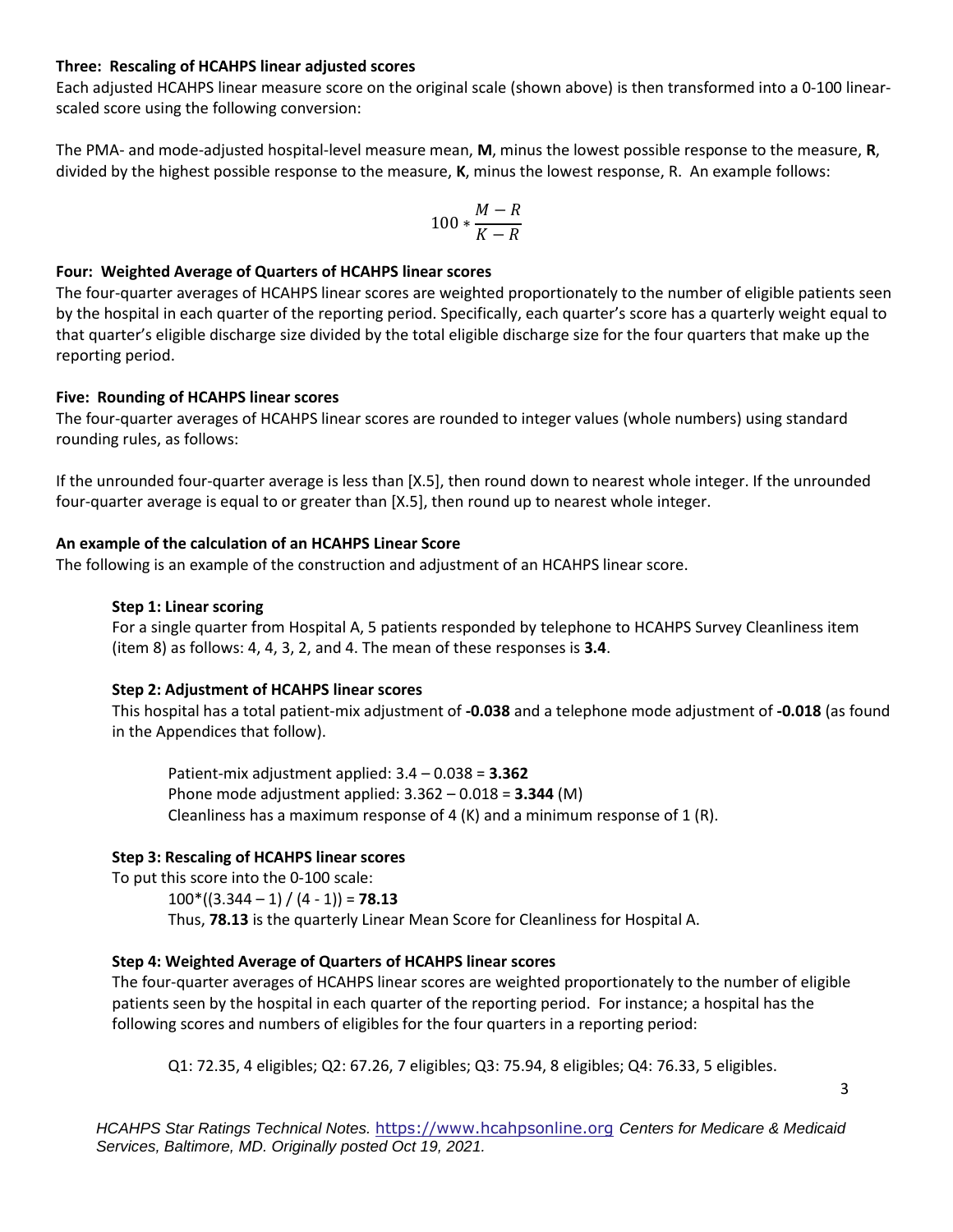### Three:  Rescaling of HCAHPS linear adjusted scores

Each adjusted HCAHPS linear measure score on the original scale (shown above) is then transformed into a 0-100 linear-scaled score using the following conversion:

The PMA- and mode-adjusted hospital-level measure mean, **M**, minus the lowest possible response to the measure, **R**, divided by the highest possible response to the measure, **K**, minus the lowest response, R.  An example follows:

$$100 * \frac{M - R}{K - R}$$

### Four:  Weighted Average of Quarters of HCAHPS linear scores

The four-quarter averages of HCAHPS linear scores are weighted proportionately to the number of eligible patients seen by the hospital in each quarter of the reporting period. Specifically, each quarter's score has a quarterly weight equal to that quarter's eligible discharge size divided by the total eligible discharge size for the four quarters that make up the reporting period.

### Five:  Rounding of HCAHPS linear scores

The four-quarter averages of HCAHPS linear scores are rounded to integer values (whole numbers) using standard rounding rules, as follows:

If the unrounded four-quarter average is less than [X.5], then round down to nearest whole integer. If the unrounded four-quarter average is equal to or greater than [X.5], then round up to nearest whole integer.

### An example of the calculation of an HCAHPS Linear Score

The following is an example of the construction and adjustment of an HCAHPS linear score.

#### Step 1: Linear scoring

For a single quarter from Hospital A, 5 patients responded by telephone to HCAHPS Survey Cleanliness item (item 8) as follows: 4, 4, 3, 2, and 4. The mean of these responses is **3.4**.

#### Step 2: Adjustment of HCAHPS linear scores

This hospital has a total patient-mix adjustment of **-0.038** and a telephone mode adjustment of **-0.018** (as found in the Appendices that follow).

Patient-mix adjustment applied: 3.4 – 0.038 = **3.362**
Phone mode adjustment applied: 3.362 – 0.018 = **3.344** (M)
Cleanliness has a maximum response of 4 (K) and a minimum response of 1 (R).

#### Step 3: Rescaling of HCAHPS linear scores

To put this score into the 0-100 scale:

$100*((3.344 – 1) / (4 - 1))$ = **78.13**

Thus, **78.13** is the quarterly Linear Mean Score for Cleanliness for Hospital A.

#### Step 4: Weighted Average of Quarters of HCAHPS linear scores

The four-quarter averages of HCAHPS linear scores are weighted proportionately to the number of eligible patients seen by the hospital in each quarter of the reporting period.  For instance; a hospital has the following scores and numbers of eligibles for the four quarters in a reporting period:

Q1: 72.35, 4 eligibles; Q2: 67.26, 7 eligibles; Q3: 75.94, 8 eligibles; Q4: 76.33, 5 eligibles.

*HCAHPS Star Ratings Technical Notes.* https://www.hcahpsonline.org *Centers for Medicare & Medicaid Services, Baltimore, MD. Originally posted Oct 19, 2021.*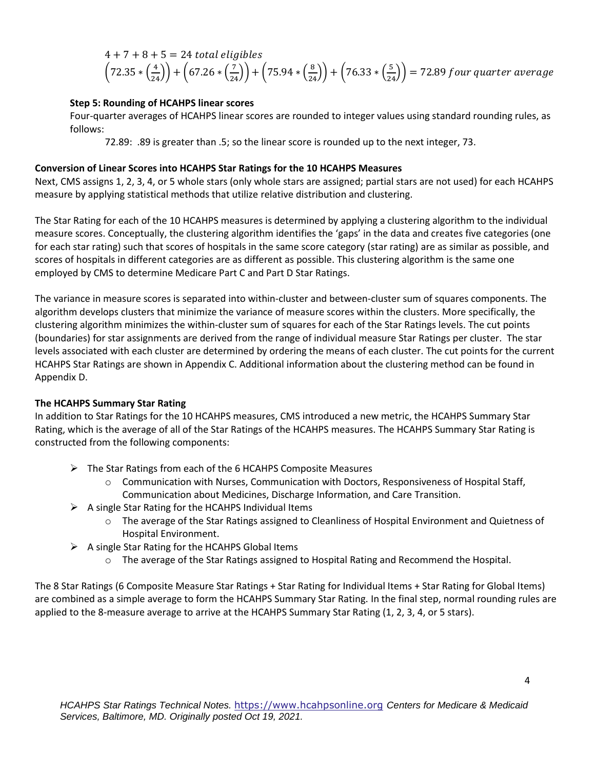$$4 + 7 + 8 + 5 = 24 \; total \; eligibles$$

$$\left(72.35 * \left(\frac{4}{24}\right)\right) + \left(67.26 * \left(\frac{7}{24}\right)\right) + \left(75.94 * \left(\frac{8}{24}\right)\right) + \left(76.33 * \left(\frac{5}{24}\right)\right) = 72.89 \; four \; quarter \; average$$

**Step 5: Rounding of HCAHPS linear scores**

Four-quarter averages of HCAHPS linear scores are rounded to integer values using standard rounding rules, as follows:

72.89: .89 is greater than .5; so the linear score is rounded up to the next integer, 73.

**Conversion of Linear Scores into HCAHPS Star Ratings for the 10 HCAHPS Measures**

Next, CMS assigns 1, 2, 3, 4, or 5 whole stars (only whole stars are assigned; partial stars are not used) for each HCAHPS measure by applying statistical methods that utilize relative distribution and clustering.

The Star Rating for each of the 10 HCAHPS measures is determined by applying a clustering algorithm to the individual measure scores. Conceptually, the clustering algorithm identifies the 'gaps' in the data and creates five categories (one for each star rating) such that scores of hospitals in the same score category (star rating) are as similar as possible, and scores of hospitals in different categories are as different as possible. This clustering algorithm is the same one employed by CMS to determine Medicare Part C and Part D Star Ratings.

The variance in measure scores is separated into within-cluster and between-cluster sum of squares components. The algorithm develops clusters that minimize the variance of measure scores within the clusters. More specifically, the clustering algorithm minimizes the within-cluster sum of squares for each of the Star Ratings levels. The cut points (boundaries) for star assignments are derived from the range of individual measure Star Ratings per cluster. The star levels associated with each cluster are determined by ordering the means of each cluster. The cut points for the current HCAHPS Star Ratings are shown in Appendix C. Additional information about the clustering method can be found in Appendix D.

**The HCAHPS Summary Star Rating**

In addition to Star Ratings for the 10 HCAHPS measures, CMS introduced a new metric, the HCAHPS Summary Star Rating, which is the average of all of the Star Ratings of the HCAHPS measures. The HCAHPS Summary Star Rating is constructed from the following components:

- The Star Ratings from each of the 6 HCAHPS Composite Measures
  - Communication with Nurses, Communication with Doctors, Responsiveness of Hospital Staff, Communication about Medicines, Discharge Information, and Care Transition.
- A single Star Rating for the HCAHPS Individual Items
  - The average of the Star Ratings assigned to Cleanliness of Hospital Environment and Quietness of Hospital Environment.
- A single Star Rating for the HCAHPS Global Items
  - The average of the Star Ratings assigned to Hospital Rating and Recommend the Hospital.

The 8 Star Ratings (6 Composite Measure Star Ratings + Star Rating for Individual Items + Star Rating for Global Items) are combined as a simple average to form the HCAHPS Summary Star Rating. In the final step, normal rounding rules are applied to the 8-measure average to arrive at the HCAHPS Summary Star Rating (1, 2, 3, 4, or 5 stars).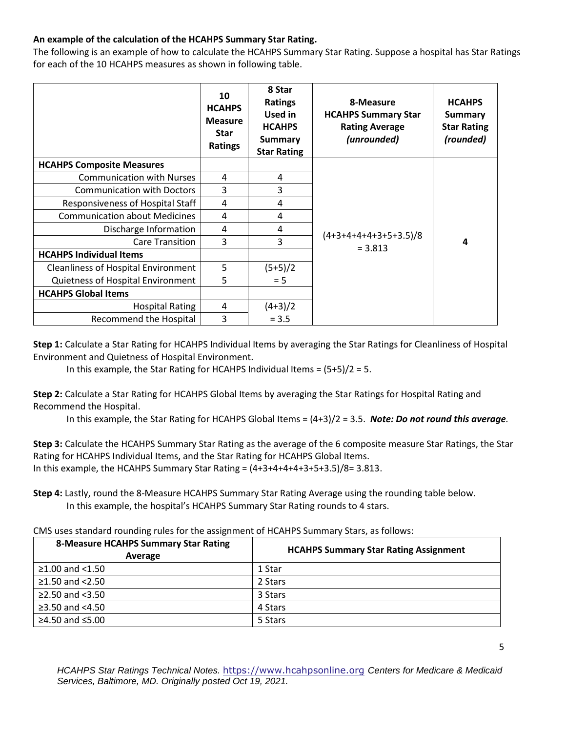**An example of the calculation of the HCAHPS Summary Star Rating.**

The following is an example of how to calculate the HCAHPS Summary Star Rating. Suppose a hospital has Star Ratings for each of the 10 HCAHPS measures as shown in following table.

| | 10 HCAHPS Measure Star Ratings | 8 Star Ratings Used in HCAHPS Summary Star Rating | 8-Measure HCAHPS Summary Star Rating Average *(unrounded)* | HCAHPS Summary Star Rating *(rounded)* |
|---|---|---|---|---|
| **HCAHPS Composite Measures** | | | (4+3+4+4+4+3+5+3.5)/8 = 3.813 | **4** |
| Communication with Nurses | 4 | 4 | | |
| Communication with Doctors | 3 | 3 | | |
| Responsiveness of Hospital Staff | 4 | 4 | | |
| Communication about Medicines | 4 | 4 | | |
| Discharge Information | 4 | 4 | | |
| Care Transition | 3 | 3 | | |
| **HCAHPS Individual Items** | | | | |
| Cleanliness of Hospital Environment | 5 | (5+5)/2 = 5 | | |
| Quietness of Hospital Environment | 5 | | | |
| **HCAHPS Global Items** | | | | |
| Hospital Rating | 4 | (4+3)/2 = 3.5 | | |
| Recommend the Hospital | 3 | | | |

**Step 1:** Calculate a Star Rating for HCAHPS Individual Items by averaging the Star Ratings for Cleanliness of Hospital Environment and Quietness of Hospital Environment.

In this example, the Star Rating for HCAHPS Individual Items = (5+5)/2 = 5.

**Step 2:** Calculate a Star Rating for HCAHPS Global Items by averaging the Star Ratings for Hospital Rating and Recommend the Hospital.

In this example, the Star Rating for HCAHPS Global Items = (4+3)/2 = 3.5. ***Note: Do not round this average.***

**Step 3:** Calculate the HCAHPS Summary Star Rating as the average of the 6 composite measure Star Ratings, the Star Rating for HCAHPS Individual Items, and the Star Rating for HCAHPS Global Items.
In this example, the HCAHPS Summary Star Rating = (4+3+4+4+4+3+5+3.5)/8= 3.813.

**Step 4:** Lastly, round the 8-Measure HCAHPS Summary Star Rating Average using the rounding table below.

In this example, the hospital's HCAHPS Summary Star Rating rounds to 4 stars.

CMS uses standard rounding rules for the assignment of HCAHPS Summary Stars, as follows:

| 8-Measure HCAHPS Summary Star Rating Average | HCAHPS Summary Star Rating Assignment |
|---|---|
| ≥1.00 and <1.50 | 1 Star |
| ≥1.50 and <2.50 | 2 Stars |
| ≥2.50 and <3.50 | 3 Stars |
| ≥3.50 and <4.50 | 4 Stars |
| ≥4.50 and ≤5.00 | 5 Stars |

*HCAHPS Star Ratings Technical Notes.* https://www.hcahpsonline.org *Centers for Medicare & Medicaid Services, Baltimore, MD. Originally posted Oct 19, 2021.*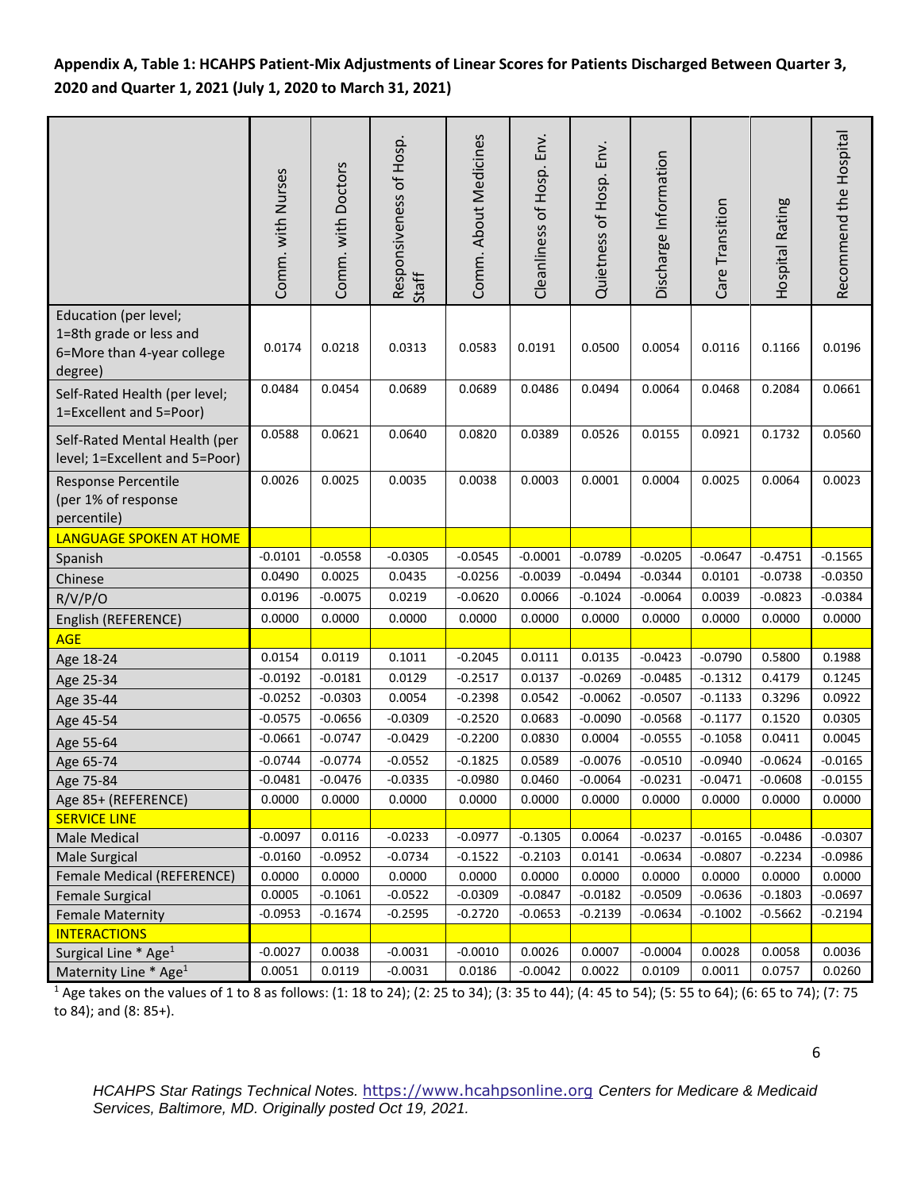**Appendix A, Table 1: HCAHPS Patient-Mix Adjustments of Linear Scores for Patients Discharged Between Quarter 3, 2020 and Quarter 1, 2021 (July 1, 2020 to March 31, 2021)**

| | Comm. with Nurses | Comm. with Doctors | Responsiveness of Hosp. Staff | Comm. About Medicines | Cleanliness of Hosp. Env. | Quietness of Hosp. Env. | Discharge Information | Care Transition | Hospital Rating | Recommend the Hospital |
|---|---|---|---|---|---|---|---|---|---|---|
| Education (per level; 1=8th grade or less and 6=More than 4-year college degree) | 0.0174 | 0.0218 | 0.0313 | 0.0583 | 0.0191 | 0.0500 | 0.0054 | 0.0116 | 0.1166 | 0.0196 |
| Self-Rated Health (per level; 1=Excellent and 5=Poor) | 0.0484 | 0.0454 | 0.0689 | 0.0689 | 0.0486 | 0.0494 | 0.0064 | 0.0468 | 0.2084 | 0.0661 |
| Self-Rated Mental Health (per level; 1=Excellent and 5=Poor) | 0.0588 | 0.0621 | 0.0640 | 0.0820 | 0.0389 | 0.0526 | 0.0155 | 0.0921 | 0.1732 | 0.0560 |
| Response Percentile (per 1% of response percentile) | 0.0026 | 0.0025 | 0.0035 | 0.0038 | 0.0003 | 0.0001 | 0.0004 | 0.0025 | 0.0064 | 0.0023 |
| LANGUAGE SPOKEN AT HOME | | | | | | | | | | |
| Spanish | -0.0101 | -0.0558 | -0.0305 | -0.0545 | -0.0001 | -0.0789 | -0.0205 | -0.0647 | -0.4751 | -0.1565 |
| Chinese | 0.0490 | 0.0025 | 0.0435 | -0.0256 | -0.0039 | -0.0494 | -0.0344 | 0.0101 | -0.0738 | -0.0350 |
| R/V/P/O | 0.0196 | -0.0075 | 0.0219 | -0.0620 | 0.0066 | -0.1024 | -0.0064 | 0.0039 | -0.0823 | -0.0384 |
| English (REFERENCE) | 0.0000 | 0.0000 | 0.0000 | 0.0000 | 0.0000 | 0.0000 | 0.0000 | 0.0000 | 0.0000 | 0.0000 |
| AGE | | | | | | | | | | |
| Age 18-24 | 0.0154 | 0.0119 | 0.1011 | -0.2045 | 0.0111 | 0.0135 | -0.0423 | -0.0790 | 0.5800 | 0.1988 |
| Age 25-34 | -0.0192 | -0.0181 | 0.0129 | -0.2517 | 0.0137 | -0.0269 | -0.0485 | -0.1312 | 0.4179 | 0.1245 |
| Age 35-44 | -0.0252 | -0.0303 | 0.0054 | -0.2398 | 0.0542 | -0.0062 | -0.0507 | -0.1133 | 0.3296 | 0.0922 |
| Age 45-54 | -0.0575 | -0.0656 | -0.0309 | -0.2520 | 0.0683 | -0.0090 | -0.0568 | -0.1177 | 0.1520 | 0.0305 |
| Age 55-64 | -0.0661 | -0.0747 | -0.0429 | -0.2200 | 0.0830 | 0.0004 | -0.0555 | -0.1058 | 0.0411 | 0.0045 |
| Age 65-74 | -0.0744 | -0.0774 | -0.0552 | -0.1825 | 0.0589 | -0.0076 | -0.0510 | -0.0940 | -0.0624 | -0.0165 |
| Age 75-84 | -0.0481 | -0.0476 | -0.0335 | -0.0980 | 0.0460 | -0.0064 | -0.0231 | -0.0471 | -0.0608 | -0.0155 |
| Age 85+ (REFERENCE) | 0.0000 | 0.0000 | 0.0000 | 0.0000 | 0.0000 | 0.0000 | 0.0000 | 0.0000 | 0.0000 | 0.0000 |
| SERVICE LINE | | | | | | | | | | |
| Male Medical | -0.0097 | 0.0116 | -0.0233 | -0.0977 | -0.1305 | 0.0064 | -0.0237 | -0.0165 | -0.0486 | -0.0307 |
| Male Surgical | -0.0160 | -0.0952 | -0.0734 | -0.1522 | -0.2103 | 0.0141 | -0.0634 | -0.0807 | -0.2234 | -0.0986 |
| Female Medical (REFERENCE) | 0.0000 | 0.0000 | 0.0000 | 0.0000 | 0.0000 | 0.0000 | 0.0000 | 0.0000 | 0.0000 | 0.0000 |
| Female Surgical | 0.0005 | -0.1061 | -0.0522 | -0.0309 | -0.0847 | -0.0182 | -0.0509 | -0.0636 | -0.1803 | -0.0697 |
| Female Maternity | -0.0953 | -0.1674 | -0.2595 | -0.2720 | -0.0653 | -0.2139 | -0.0634 | -0.1002 | -0.5662 | -0.2194 |
| INTERACTIONS | | | | | | | | | | |
| Surgical Line * Age[1] | -0.0027 | 0.0038 | -0.0031 | -0.0010 | 0.0026 | 0.0007 | -0.0004 | 0.0028 | 0.0058 | 0.0036 |
| Maternity Line * Age[1] | 0.0051 | 0.0119 | -0.0031 | 0.0186 | -0.0042 | 0.0022 | 0.0109 | 0.0011 | 0.0757 | 0.0260 |

[1] Age takes on the values of 1 to 8 as follows: (1: 18 to 24); (2: 25 to 34); (3: 35 to 44); (4: 45 to 54); (5: 55 to 64); (6: 65 to 74); (7: 75 to 84); and (8: 85+).

*HCAHPS Star Ratings Technical Notes.* https://www.hcahpsonline.org *Centers for Medicare & Medicaid Services, Baltimore, MD. Originally posted Oct 19, 2021.*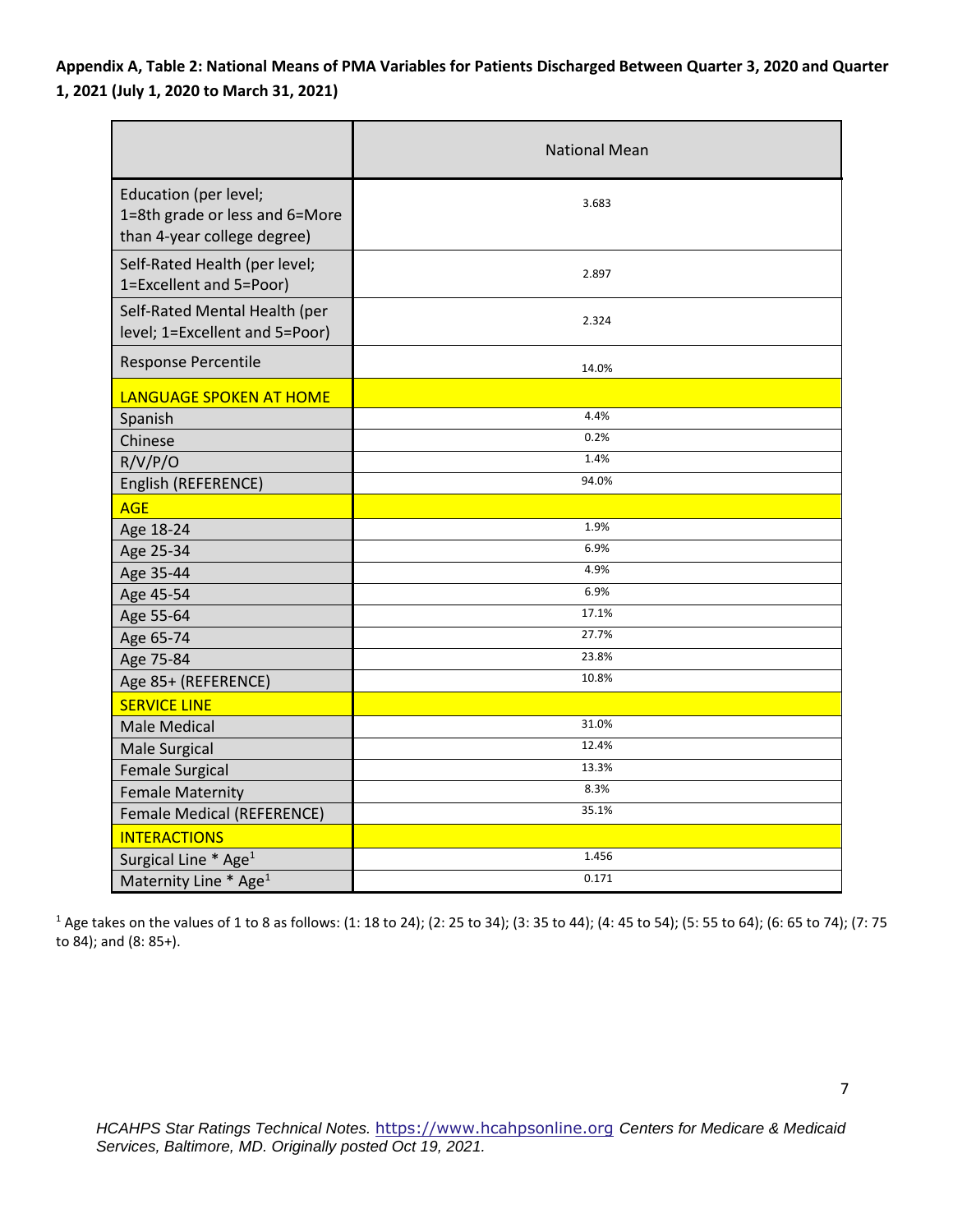**Appendix A, Table 2: National Means of PMA Variables for Patients Discharged Between Quarter 3, 2020 and Quarter 1, 2021 (July 1, 2020 to March 31, 2021)**

| | National Mean |
|---|---|
| Education (per level; 1=8th grade or less and 6=More than 4-year college degree) | 3.683 |
| Self-Rated Health (per level; 1=Excellent and 5=Poor) | 2.897 |
| Self-Rated Mental Health (per level; 1=Excellent and 5=Poor) | 2.324 |
| Response Percentile | 14.0% |
| LANGUAGE SPOKEN AT HOME | |
| Spanish | 4.4% |
| Chinese | 0.2% |
| R/V/P/O | 1.4% |
| English (REFERENCE) | 94.0% |
| AGE | |
| Age 18-24 | 1.9% |
| Age 25-34 | 6.9% |
| Age 35-44 | 4.9% |
| Age 45-54 | 6.9% |
| Age 55-64 | 17.1% |
| Age 65-74 | 27.7% |
| Age 75-84 | 23.8% |
| Age 85+ (REFERENCE) | 10.8% |
| SERVICE LINE | |
| Male Medical | 31.0% |
| Male Surgical | 12.4% |
| Female Surgical | 13.3% |
| Female Maternity | 8.3% |
| Female Medical (REFERENCE) | 35.1% |
| INTERACTIONS | |
| Surgical Line * Age[1] | 1.456 |
| Maternity Line * Age[1] | 0.171 |

[1] Age takes on the values of 1 to 8 as follows: (1: 18 to 24); (2: 25 to 34); (3: 35 to 44); (4: 45 to 54); (5: 55 to 64); (6: 65 to 74); (7: 75 to 84); and (8: 85+).

*HCAHPS Star Ratings Technical Notes.* https://www.hcahpsonline.org *Centers for Medicare & Medicaid Services, Baltimore, MD. Originally posted Oct 19, 2021.*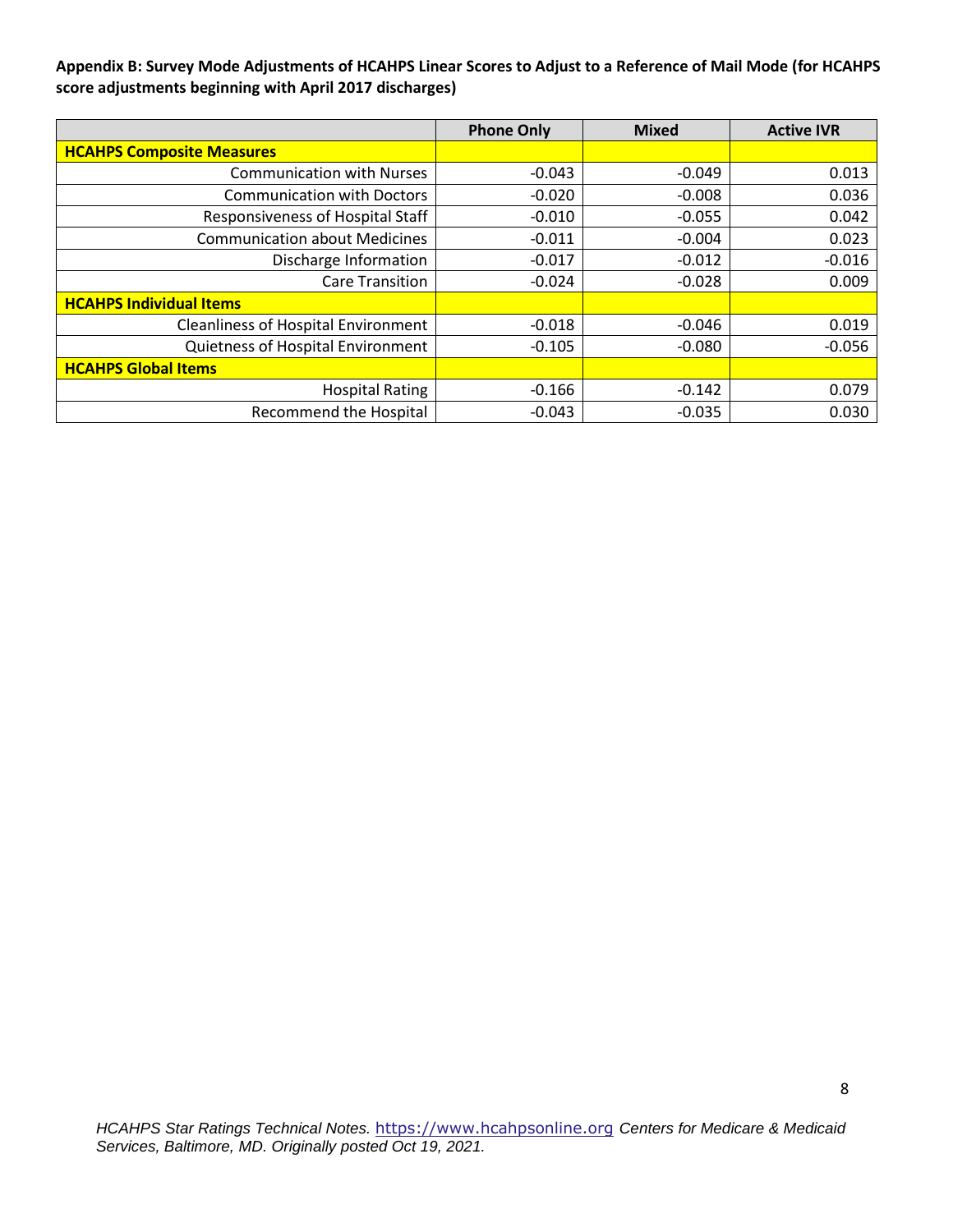**Appendix B: Survey Mode Adjustments of HCAHPS Linear Scores to Adjust to a Reference of Mail Mode (for HCAHPS score adjustments beginning with April 2017 discharges)**

| | Phone Only | Mixed | Active IVR |
|---|---|---|---|
| **HCAHPS Composite Measures** | | | |
| Communication with Nurses | -0.043 | -0.049 | 0.013 |
| Communication with Doctors | -0.020 | -0.008 | 0.036 |
| Responsiveness of Hospital Staff | -0.010 | -0.055 | 0.042 |
| Communication about Medicines | -0.011 | -0.004 | 0.023 |
| Discharge Information | -0.017 | -0.012 | -0.016 |
| Care Transition | -0.024 | -0.028 | 0.009 |
| **HCAHPS Individual Items** | | | |
| Cleanliness of Hospital Environment | -0.018 | -0.046 | 0.019 |
| Quietness of Hospital Environment | -0.105 | -0.080 | -0.056 |
| **HCAHPS Global Items** | | | |
| Hospital Rating | -0.166 | -0.142 | 0.079 |
| Recommend the Hospital | -0.043 | -0.035 | 0.030 |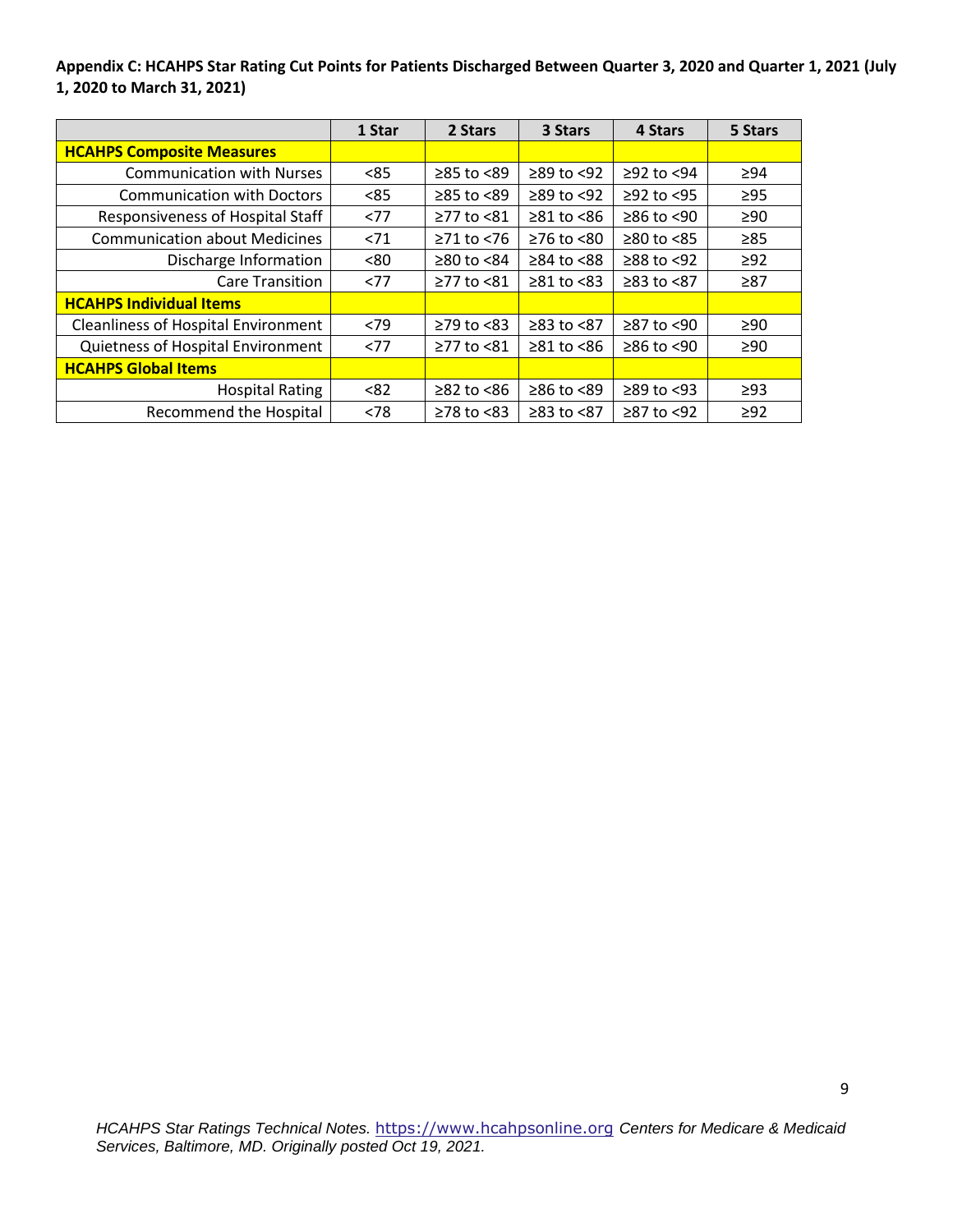**Appendix C: HCAHPS Star Rating Cut Points for Patients Discharged Between Quarter 3, 2020 and Quarter 1, 2021 (July 1, 2020 to March 31, 2021)**

| | 1 Star | 2 Stars | 3 Stars | 4 Stars | 5 Stars |
|---|---|---|---|---|---|
| **HCAHPS Composite Measures** | | | | | |
| Communication with Nurses | <85 | ≥85 to <89 | ≥89 to <92 | ≥92 to <94 | ≥94 |
| Communication with Doctors | <85 | ≥85 to <89 | ≥89 to <92 | ≥92 to <95 | ≥95 |
| Responsiveness of Hospital Staff | <77 | ≥77 to <81 | ≥81 to <86 | ≥86 to <90 | ≥90 |
| Communication about Medicines | <71 | ≥71 to <76 | ≥76 to <80 | ≥80 to <85 | ≥85 |
| Discharge Information | <80 | ≥80 to <84 | ≥84 to <88 | ≥88 to <92 | ≥92 |
| Care Transition | <77 | ≥77 to <81 | ≥81 to <83 | ≥83 to <87 | ≥87 |
| **HCAHPS Individual Items** | | | | | |
| Cleanliness of Hospital Environment | <79 | ≥79 to <83 | ≥83 to <87 | ≥87 to <90 | ≥90 |
| Quietness of Hospital Environment | <77 | ≥77 to <81 | ≥81 to <86 | ≥86 to <90 | ≥90 |
| **HCAHPS Global Items** | | | | | |
| Hospital Rating | <82 | ≥82 to <86 | ≥86 to <89 | ≥89 to <93 | ≥93 |
| Recommend the Hospital | <78 | ≥78 to <83 | ≥83 to <87 | ≥87 to <92 | ≥92 |

*HCAHPS Star Ratings Technical Notes.* https://www.hcahpsonline.org *Centers for Medicare & Medicaid Services, Baltimore, MD. Originally posted Oct 19, 2021.*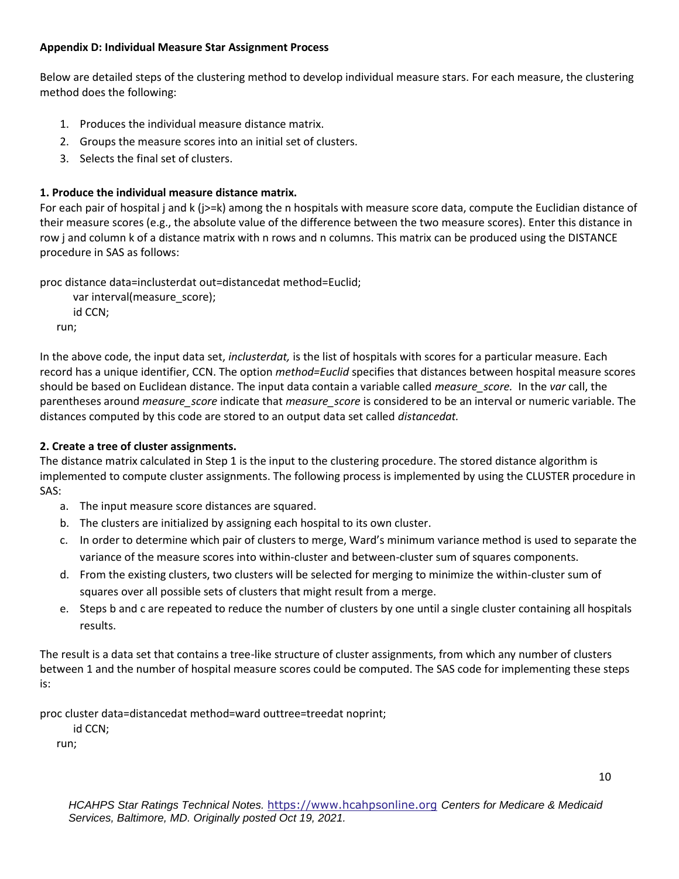**Appendix D: Individual Measure Star Assignment Process**

Below are detailed steps of the clustering method to develop individual measure stars. For each measure, the clustering method does the following:

1. Produces the individual measure distance matrix.
2. Groups the measure scores into an initial set of clusters.
3. Selects the final set of clusters.

**1. Produce the individual measure distance matrix.**

For each pair of hospital j and k (j>=k) among the n hospitals with measure score data, compute the Euclidian distance of their measure scores (e.g., the absolute value of the difference between the two measure scores). Enter this distance in row j and column k of a distance matrix with n rows and n columns. This matrix can be produced using the DISTANCE procedure in SAS as follows:

```
proc distance data=inclusterdat out=distancedat method=Euclid;
     var interval(measure_score);
     id CCN;
  run;
```

In the above code, the input data set, *inclusterdat,* is the list of hospitals with scores for a particular measure. Each record has a unique identifier, CCN. The option *method=Euclid* specifies that distances between hospital measure scores should be based on Euclidean distance. The input data contain a variable called *measure_score.* In the *var* call, the parentheses around *measure_score* indicate that *measure_score* is considered to be an interval or numeric variable. The distances computed by this code are stored to an output data set called *distancedat.*

**2. Create a tree of cluster assignments.**

The distance matrix calculated in Step 1 is the input to the clustering procedure. The stored distance algorithm is implemented to compute cluster assignments. The following process is implemented by using the CLUSTER procedure in SAS:

a. The input measure score distances are squared.
b. The clusters are initialized by assigning each hospital to its own cluster.
c. In order to determine which pair of clusters to merge, Ward's minimum variance method is used to separate the variance of the measure scores into within-cluster and between-cluster sum of squares components.
d. From the existing clusters, two clusters will be selected for merging to minimize the within-cluster sum of squares over all possible sets of clusters that might result from a merge.
e. Steps b and c are repeated to reduce the number of clusters by one until a single cluster containing all hospitals results.

The result is a data set that contains a tree-like structure of cluster assignments, from which any number of clusters between 1 and the number of hospital measure scores could be computed. The SAS code for implementing these steps is:

```
proc cluster data=distancedat method=ward outtree=treedat noprint;
     id CCN;
  run;
```

*HCAHPS Star Ratings Technical Notes.* https://www.hcahpsonline.org *Centers for Medicare & Medicaid Services, Baltimore, MD. Originally posted Oct 19, 2021.*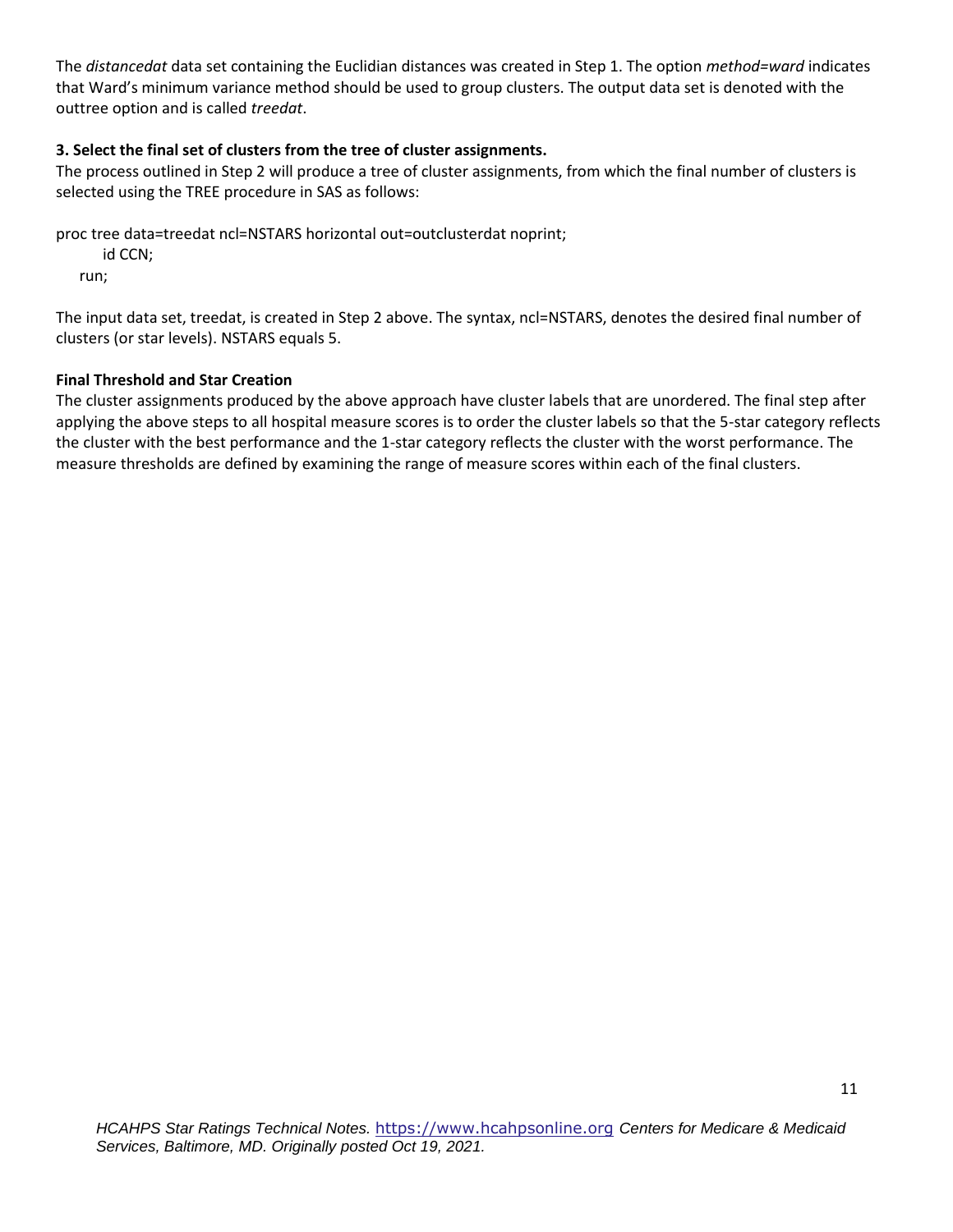The *distancedat* data set containing the Euclidian distances was created in Step 1. The option *method=ward* indicates that Ward's minimum variance method should be used to group clusters. The output data set is denoted with the outtree option and is called *treedat*.

**3. Select the final set of clusters from the tree of cluster assignments.**

The process outlined in Step 2 will produce a tree of cluster assignments, from which the final number of clusters is selected using the TREE procedure in SAS as follows:

```
proc tree data=treedat ncl=NSTARS horizontal out=outclusterdat noprint;
        id CCN;
    run;
```

The input data set, treedat, is created in Step 2 above. The syntax, ncl=NSTARS, denotes the desired final number of clusters (or star levels). NSTARS equals 5.

**Final Threshold and Star Creation**

The cluster assignments produced by the above approach have cluster labels that are unordered. The final step after applying the above steps to all hospital measure scores is to order the cluster labels so that the 5-star category reflects the cluster with the best performance and the 1-star category reflects the cluster with the worst performance. The measure thresholds are defined by examining the range of measure scores within each of the final clusters.